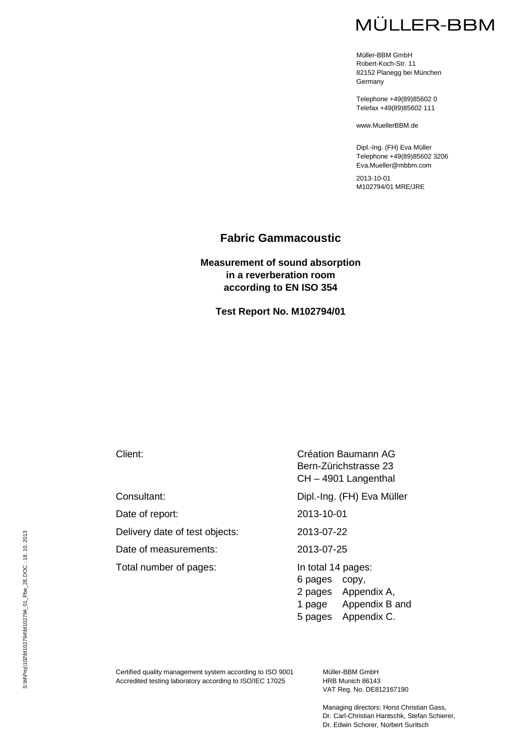MÜLLER-BBM

Müller-BBM GmbH
Robert-Koch-Str. 11
82152 Planegg bei München
Germany

Telephone +49(89)85602 0
Telefax +49(89)85602 111

www.MuellerBBM.de

Dipl.-Ing. (FH) Eva Müller
Telephone +49(89)85602 3206
Eva.Mueller@mbbm.com

2013-10-01
M102794/01 MRE/JRE

# Fabric Gammacoustic

## Measurement of sound absorption in a reverberation room according to EN ISO 354

### Test Report No. M102794/01

| | |
|---|---|
| Client: | Création Baumann AG<br>Bern-Zürichstrasse 23<br>CH – 4901 Langenthal |
| Consultant: | Dipl.-Ing. (FH) Eva Müller |
| Date of report: | 2013-10-01 |
| Delivery date of test objects: | 2013-07-22 |
| Date of measurements: | 2013-07-25 |
| Total number of pages: | In total 14 pages:<br>6 pages copy,<br>2 pages Appendix A,<br>1 page Appendix B and<br>5 pages Appendix C. |

S:\M\Proj\102\M102794\M102794_01_Pbe_2E.DOC : 18. 10. 2013

Certified quality management system according to ISO 9001
Accredited testing laboratory according to ISO/IEC 17025

Müller-BBM GmbH
HRB Munich 86143
VAT Reg. No. DE812167190

Managing directors: Horst Christian Gass, Dr. Carl-Christian Hantschk, Stefan Schierer, Dr. Edwin Schorer, Norbert Suritsch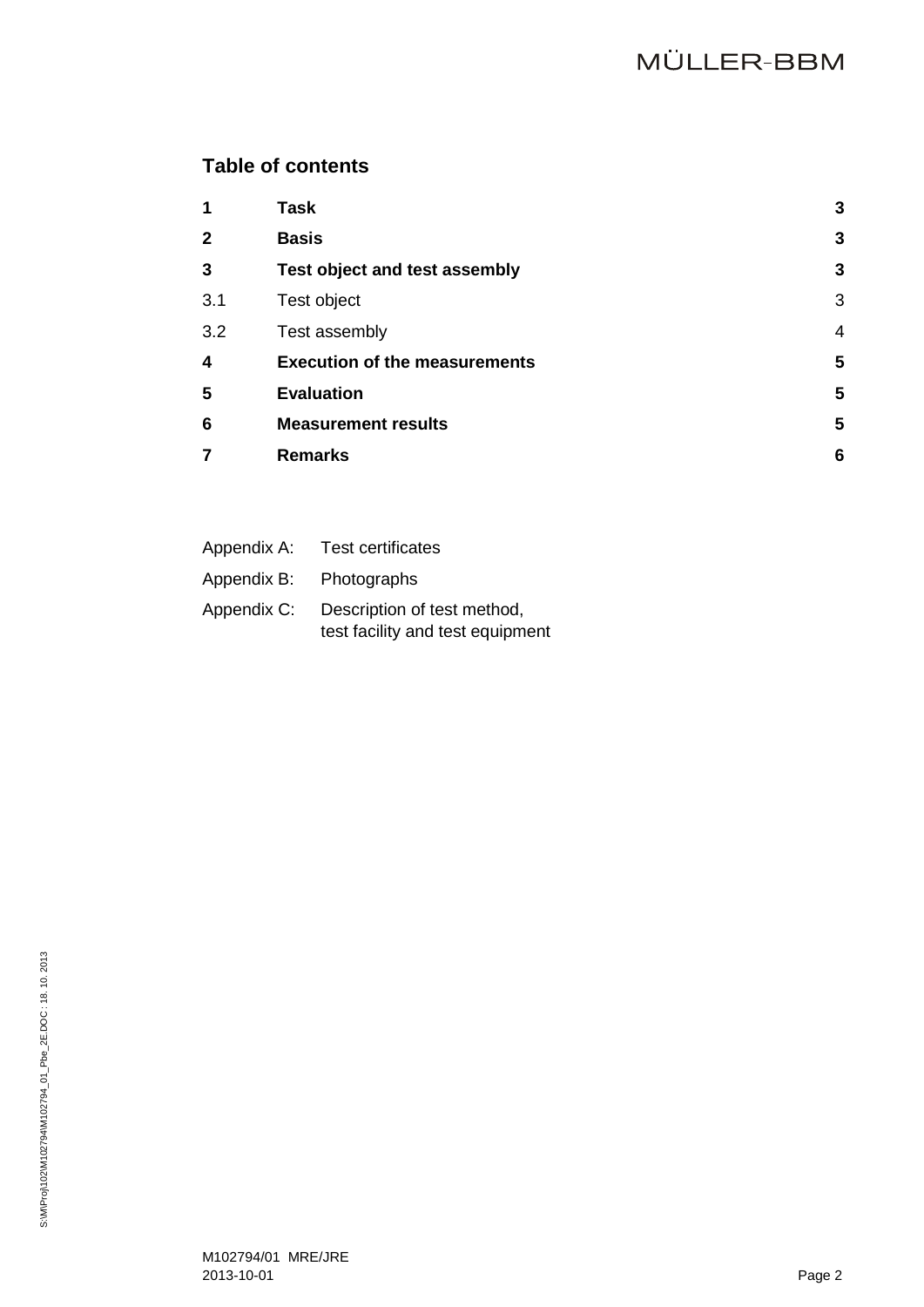## Table of contents

| | | |
|---|---|---|
| **1** | **Task** | **3** |
| **2** | **Basis** | **3** |
| **3** | **Test object and test assembly** | **3** |
| 3.1 | Test object | 3 |
| 3.2 | Test assembly | 4 |
| **4** | **Execution of the measurements** | **5** |
| **5** | **Evaluation** | **5** |
| **6** | **Measurement results** | **5** |
| **7** | **Remarks** | **6** |

Appendix A: Test certificates

Appendix B: Photographs

Appendix C: Description of test method, test facility and test equipment

S:\M\Proj\102\M102794\M102794_01_Pbe_2E.DOC : 18. 10. 2013

M102794/01 MRE/JRE
2013-10-01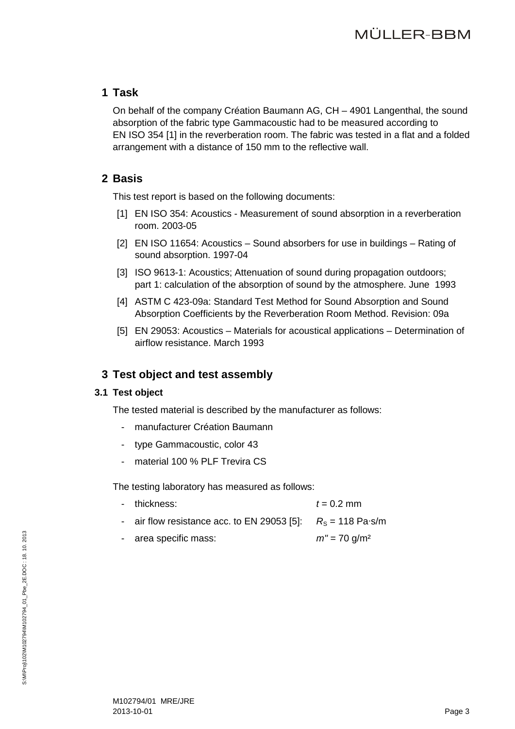# 1 Task

On behalf of the company Création Baumann AG, CH – 4901 Langenthal, the sound absorption of the fabric type Gammacoustic had to be measured according to EN ISO 354 [1] in the reverberation room. The fabric was tested in a flat and a folded arrangement with a distance of 150 mm to the reflective wall.

# 2 Basis

This test report is based on the following documents:

[1] EN ISO 354: Acoustics - Measurement of sound absorption in a reverberation room. 2003-05

[2] EN ISO 11654: Acoustics – Sound absorbers for use in buildings – Rating of sound absorption. 1997-04

[3] ISO 9613-1: Acoustics; Attenuation of sound during propagation outdoors; part 1: calculation of the absorption of sound by the atmosphere. June 1993

[4] ASTM C 423-09a: Standard Test Method for Sound Absorption and Sound Absorption Coefficients by the Reverberation Room Method. Revision: 09a

[5] EN 29053: Acoustics – Materials for acoustical applications – Determination of airflow resistance. March 1993

# 3 Test object and test assembly

## 3.1 Test object

The tested material is described by the manufacturer as follows:

- manufacturer Création Baumann
- type Gammacoustic, color 43
- material 100 % PLF Trevira CS

The testing laboratory has measured as follows:

- thickness: $t$ = 0.2 mm
- air flow resistance acc. to EN 29053 [5]: $R_S$ = 118 Pa·s/m
- area specific mass: $m''$ = 70 g/m²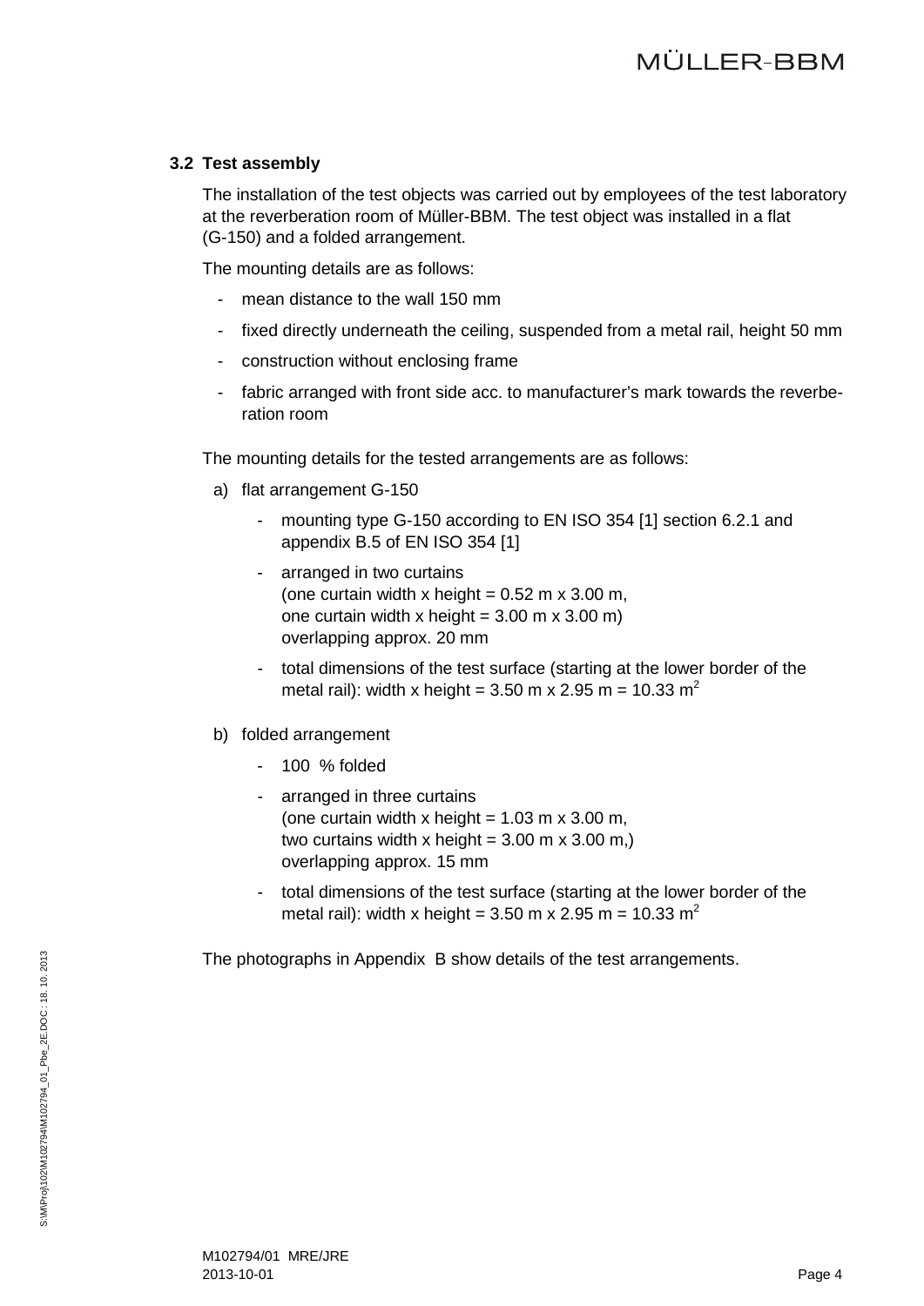### 3.2 Test assembly

The installation of the test objects was carried out by employees of the test laboratory at the reverberation room of Müller-BBM. The test object was installed in a flat (G-150) and a folded arrangement.

The mounting details are as follows:

- mean distance to the wall 150 mm
- fixed directly underneath the ceiling, suspended from a metal rail, height 50 mm
- construction without enclosing frame
- fabric arranged with front side acc. to manufacturer's mark towards the reverberation room

The mounting details for the tested arrangements are as follows:

a) flat arrangement G-150

   - mounting type G-150 according to EN ISO 354 [1] section 6.2.1 and appendix B.5 of EN ISO 354 [1]
   - arranged in two curtains
     (one curtain width x height = 0.52 m x 3.00 m,
     one curtain width x height = 3.00 m x 3.00 m)
     overlapping approx. 20 mm
   - total dimensions of the test surface (starting at the lower border of the metal rail): width x height = 3.50 m x 2.95 m = 10.33 m$^2$

b) folded arrangement

   - 100 % folded
   - arranged in three curtains
     (one curtain width x height = 1.03 m x 3.00 m,
     two curtains width x height = 3.00 m x 3.00 m,)
     overlapping approx. 15 mm
   - total dimensions of the test surface (starting at the lower border of the metal rail): width x height = 3.50 m x 2.95 m = 10.33 m$^2$

The photographs in Appendix B show details of the test arrangements.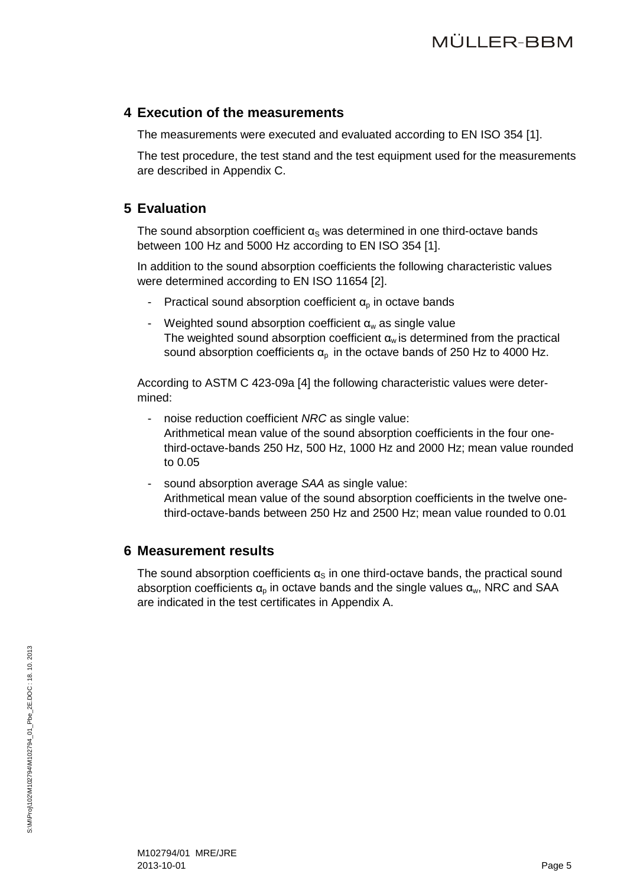## 4 Execution of the measurements

The measurements were executed and evaluated according to EN ISO 354 [1].

The test procedure, the test stand and the test equipment used for the measurements are described in Appendix C.

## 5 Evaluation

The sound absorption coefficient $\alpha_S$ was determined in one third-octave bands between 100 Hz and 5000 Hz according to EN ISO 354 [1].

In addition to the sound absorption coefficients the following characteristic values were determined according to EN ISO 11654 [2].

- Practical sound absorption coefficient $\alpha_p$ in octave bands
- Weighted sound absorption coefficient $\alpha_w$ as single value
  The weighted sound absorption coefficient $\alpha_w$ is determined from the practical sound absorption coefficients $\alpha_p$ in the octave bands of 250 Hz to 4000 Hz.

According to ASTM C 423-09a [4] the following characteristic values were determined:

- noise reduction coefficient *NRC* as single value:
  Arithmetical mean value of the sound absorption coefficients in the four one-third-octave-bands 250 Hz, 500 Hz, 1000 Hz and 2000 Hz; mean value rounded to 0.05
- sound absorption average *SAA* as single value:
  Arithmetical mean value of the sound absorption coefficients in the twelve one-third-octave-bands between 250 Hz and 2500 Hz; mean value rounded to 0.01

## 6 Measurement results

The sound absorption coefficients $\alpha_S$ in one third-octave bands, the practical sound absorption coefficients $\alpha_p$ in octave bands and the single values $\alpha_w$, NRC and SAA are indicated in the test certificates in Appendix A.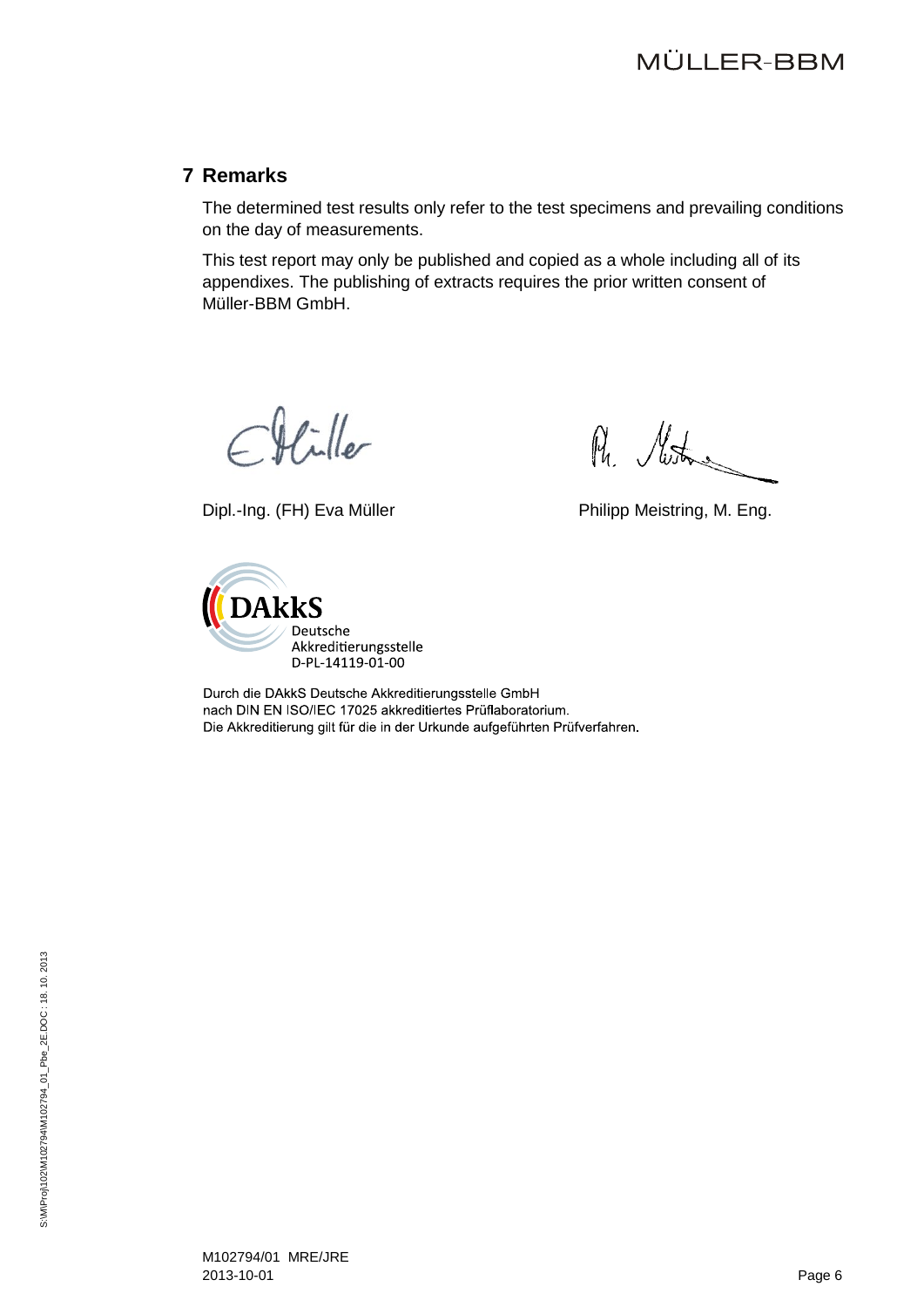## 7 Remarks

The determined test results only refer to the test specimens and prevailing conditions on the day of measurements.

This test report may only be published and copied as a whole including all of its appendixes. The publishing of extracts requires the prior written consent of Müller-BBM GmbH.

Dipl.-Ing. (FH) Eva Müller

Philipp Meistring, M. Eng.

DAkkS
Deutsche
Akkreditierungsstelle
D-PL-14119-01-00

Durch die DAkkS Deutsche Akkreditierungsstelle GmbH
nach DIN EN ISO/IEC 17025 akkreditiertes Prüflaboratorium.
Die Akkreditierung gilt für die in der Urkunde aufgeführten Prüfverfahren.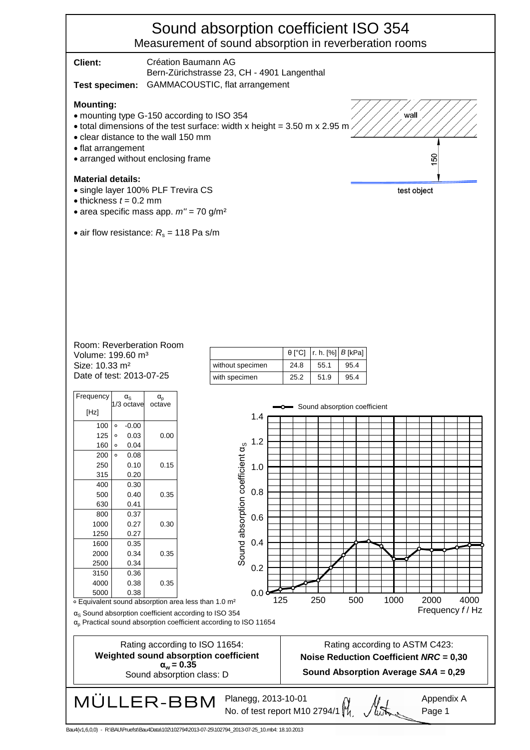# Sound absorption coefficient ISO 354

## Measurement of sound absorption in reverberation rooms

**Client:** Création Baumann AG
Bern-Zürichstrasse 23, CH - 4901 Langenthal

**Test specimen:** GAMMACOUSTIC, flat arrangement

**Mounting:**

- mounting type G-150 according to ISO 354
- total dimensions of the test surface: width x height = 3.50 m x 2.95 m
- clear distance to the wall 150 mm
- flat arrangement
- arranged without enclosing frame

wall

150

test object

**Material details:**

- single layer 100% PLF Trevira CS
- thickness $t$ = 0.2 mm
- area specific mass app. $m''$ = 70 g/m²
- air flow resistance: $R_s$ = 118 Pa s/m

Room: Reverberation Room
Volume: 199.60 m³
Size: 10.33 m²
Date of test: 2013-07-25

| | θ [°C] | r. h. [%] | $B$ [kPa] |
|---|---|---|---|
| without specimen | 24.8 | 55.1 | 95.4 |
| with specimen | 25.2 | 51.9 | 95.4 |

| Frequency [Hz] | $\alpha_S$ 1/3 octave | $\alpha_p$ octave |
|---|---|---|
| 100 | ∘ -0.00 | |
| 125 | ∘ 0.03 | 0.00 |
| 160 | ∘ 0.04 | |
| 200 | ∘ 0.08 | |
| 250 | 0.10 | 0.15 |
| 315 | 0.20 | |
| 400 | 0.30 | |
| 500 | 0.40 | 0.35 |
| 630 | 0.41 | |
| 800 | 0.37 | |
| 1000 | 0.27 | 0.30 |
| 1250 | 0.27 | |
| 1600 | 0.35 | |
| 2000 | 0.34 | 0.35 |
| 2500 | 0.34 | |
| 3150 | 0.36 | |
| 4000 | 0.38 | 0.35 |
| 5000 | 0.38 | |

∘ Equivalent sound absorption area less than 1.0 m²

$\alpha_S$ Sound absorption coefficient according to ISO 354

$\alpha_p$ Practical sound absorption coefficient according to ISO 11654

| Rating according to ISO 11654: **Weighted sound absorption coefficient $\alpha_w$ = 0.35** Sound absorption class: D | Rating according to ASTM C423: **Noise Reduction Coefficient *NRC* = 0,30** **Sound Absorption Average *SAA* = 0,29** |
|---|---|

MÜLLER-BBM

Planegg, 2013-10-01
No. of test report M10 2794/1

Appendix A
Page 1

Bau4(v1,6,0,0) - R:\BAU\Pruefst\Bau4Data\102\102794\2013-07-25\102794_2013-07-25_10.mb4: 18.10.2013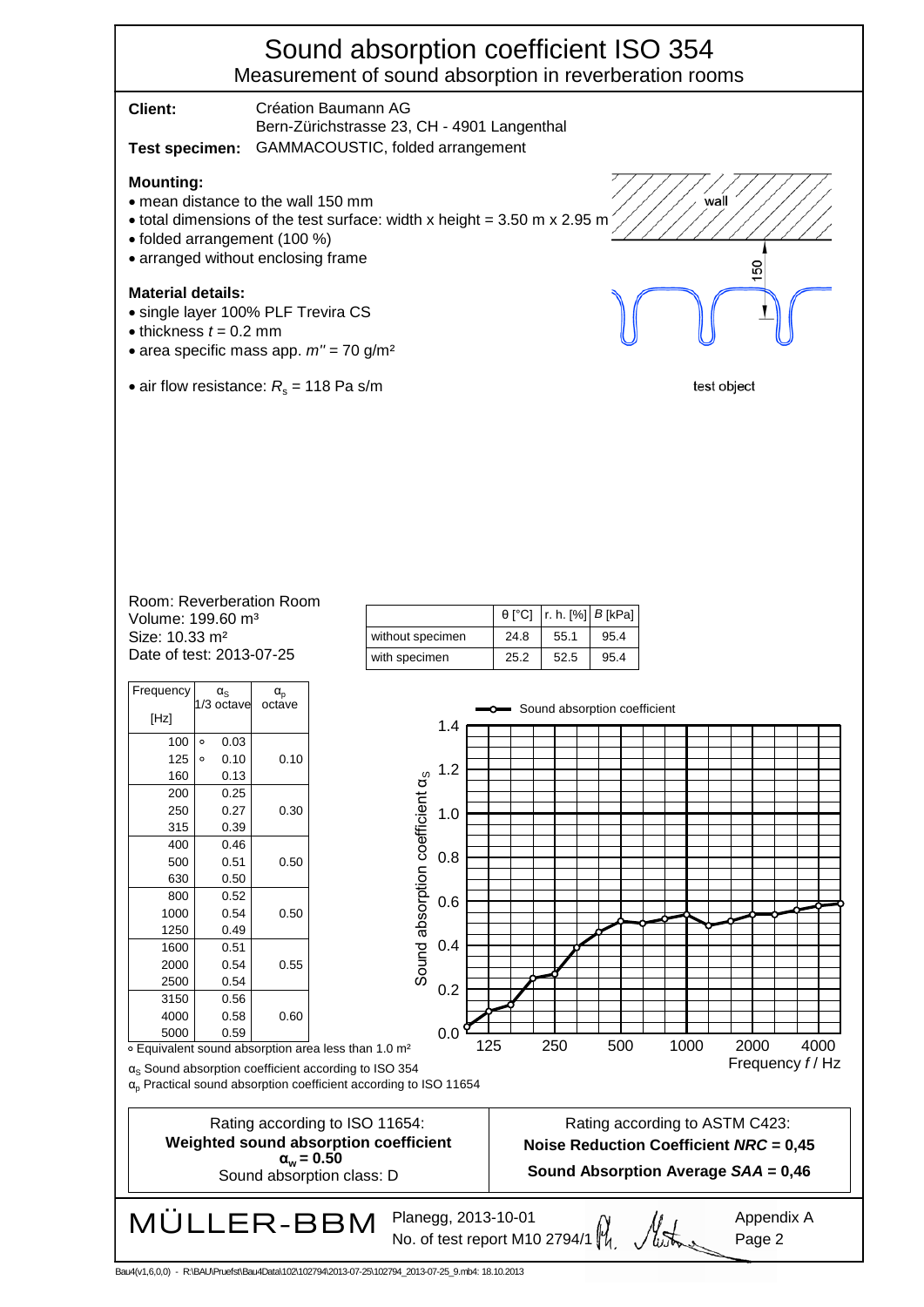# Sound absorption coefficient ISO 354

## Measurement of sound absorption in reverberation rooms

**Client:** Création Baumann AG
Bern-Zürichstrasse 23, CH - 4901 Langenthal

**Test specimen:** GAMMACOUSTIC, folded arrangement

**Mounting:**

- mean distance to the wall 150 mm
- total dimensions of the test surface: width x height = 3.50 m x 2.95 m
- folded arrangement (100 %)
- arranged without enclosing frame

**Material details:**

- single layer 100% PLF Trevira CS
- thickness $t$ = 0.2 mm
- area specific mass app. $m''$ = 70 g/m²
- air flow resistance: $R_s$ = 118 Pa s/m

wall

150

test object

Room: Reverberation Room
Volume: 199.60 m³
Size: 10.33 m²
Date of test: 2013-07-25

| | θ [°C] | r. h. [%] | $B$ [kPa] |
|---|---|---|---|
| without specimen | 24.8 | 55.1 | 95.4 |
| with specimen | 25.2 | 52.5 | 95.4 |

| Frequency [Hz] | $\alpha_S$ 1/3 octave | $\alpha_p$ octave |
|---|---|---|
| 100 | ∘ 0.03 | |
| 125 | ∘ 0.10 | 0.10 |
| 160 | 0.13 | |
| 200 | 0.25 | |
| 250 | 0.27 | 0.30 |
| 315 | 0.39 | |
| 400 | 0.46 | |
| 500 | 0.51 | 0.50 |
| 630 | 0.50 | |
| 800 | 0.52 | |
| 1000 | 0.54 | 0.50 |
| 1250 | 0.49 | |
| 1600 | 0.51 | |
| 2000 | 0.54 | 0.55 |
| 2500 | 0.54 | |
| 3150 | 0.56 | |
| 4000 | 0.58 | 0.60 |
| 5000 | 0.59 | |

∘ Equivalent sound absorption area less than 1.0 m²

$\alpha_S$ Sound absorption coefficient according to ISO 354

$\alpha_p$ Practical sound absorption coefficient according to ISO 11654

Sound absorption coefficient

Sound absorption coefficient $\alpha_S$

Frequency $f$ / Hz

| Rating according to ISO 11654: | Rating according to ASTM C423: |
|---|---|
| **Weighted sound absorption coefficient $\alpha_w$ = 0.50** | **Noise Reduction Coefficient *NRC* = 0,45** |
| Sound absorption class: D | **Sound Absorption Average *SAA* = 0,46** |

MÜLLER-BBM Planegg, 2013-10-01
No. of test report M10 2794/1

Appendix A
Page 2

Bau4(v1,6,0,0) - R:\BAU\Pruefst\Bau4Data\102\102794\2013-07-25\102794_2013-07-25_9.mb4: 18.10.2013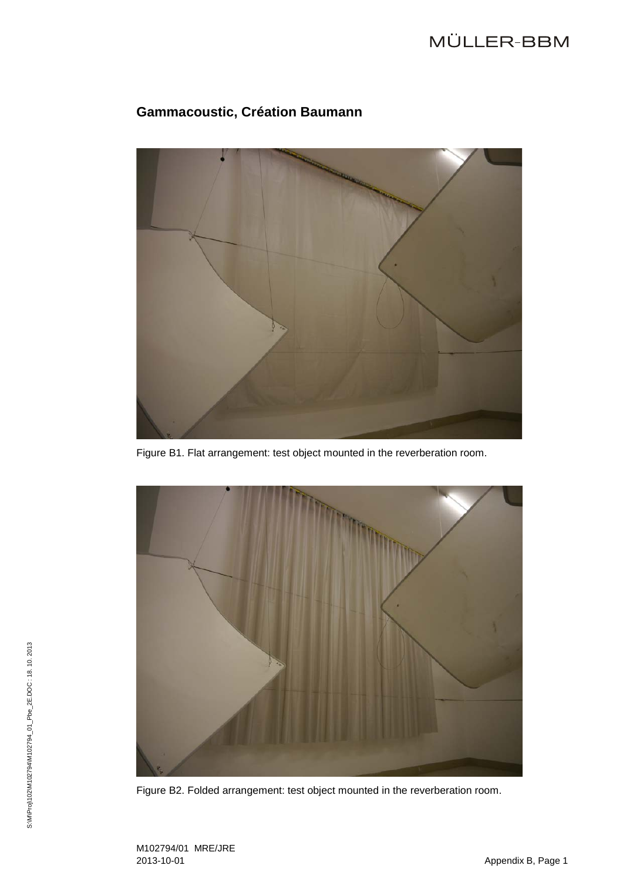## Gammacoustic, Création Baumann

Figure B1. Flat arrangement: test object mounted in the reverberation room.

Figure B2. Folded arrangement: test object mounted in the reverberation room.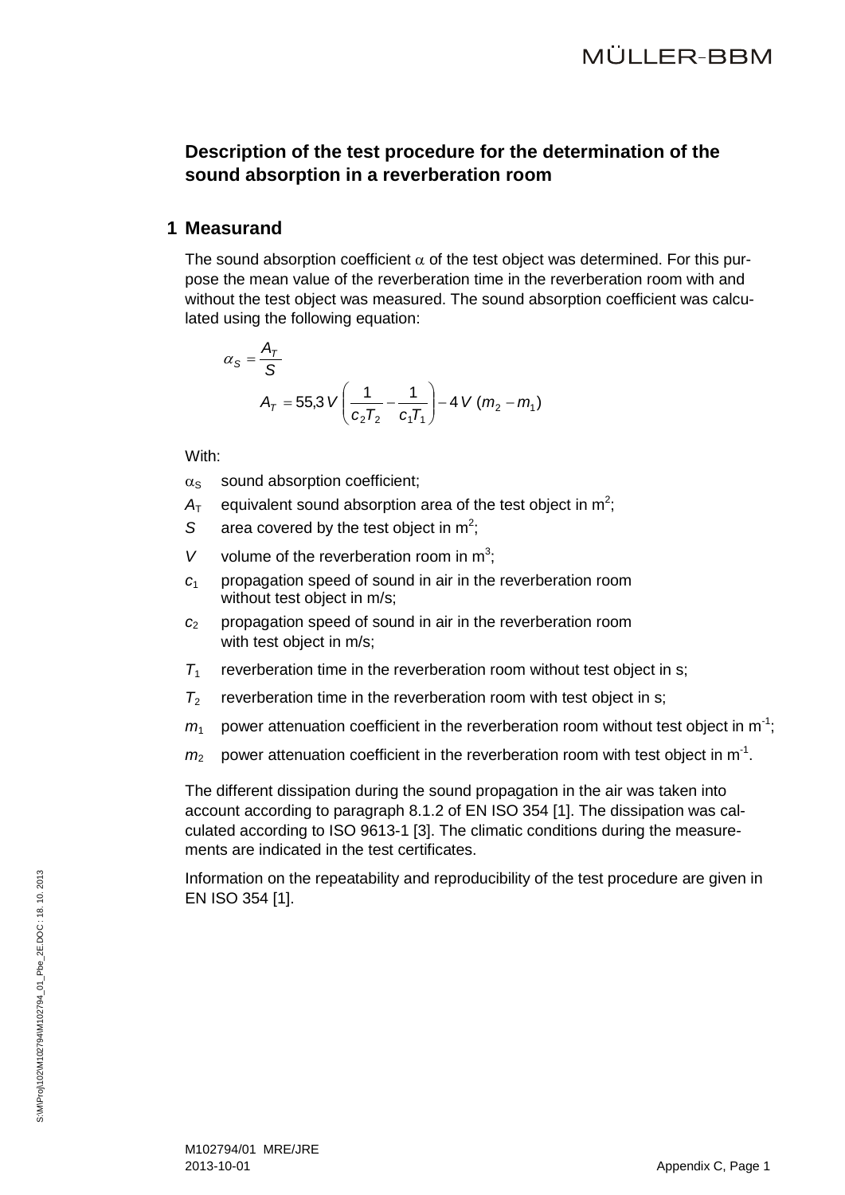## Description of the test procedure for the determination of the sound absorption in a reverberation room

## 1 Measurand

The sound absorption coefficient $\alpha$ of the test object was determined. For this purpose the mean value of the reverberation time in the reverberation room with and without the test object was measured. The sound absorption coefficient was calculated using the following equation:

$$\alpha_S = \frac{A_T}{S}$$

$$A_T = 55{,}3\,V\left(\frac{1}{c_2 T_2} - \frac{1}{c_1 T_1}\right) - 4\,V\,(m_2 - m_1)$$

With:

- $\alpha_S$ sound absorption coefficient;
- $A_T$ equivalent sound absorption area of the test object in $m^2$;
- $S$ area covered by the test object in $m^2$;
- $V$ volume of the reverberation room in $m^3$;
- $c_1$ propagation speed of sound in air in the reverberation room without test object in m/s;
- $c_2$ propagation speed of sound in air in the reverberation room with test object in m/s;
- $T_1$ reverberation time in the reverberation room without test object in s;
- $T_2$ reverberation time in the reverberation room with test object in s;
- $m_1$ power attenuation coefficient in the reverberation room without test object in $m^{-1}$;
- $m_2$ power attenuation coefficient in the reverberation room with test object in $m^{-1}$.

The different dissipation during the sound propagation in the air was taken into account according to paragraph 8.1.2 of EN ISO 354 [1]. The dissipation was calculated according to ISO 9613-1 [3]. The climatic conditions during the measurements are indicated in the test certificates.

Information on the repeatability and reproducibility of the test procedure are given in EN ISO 354 [1].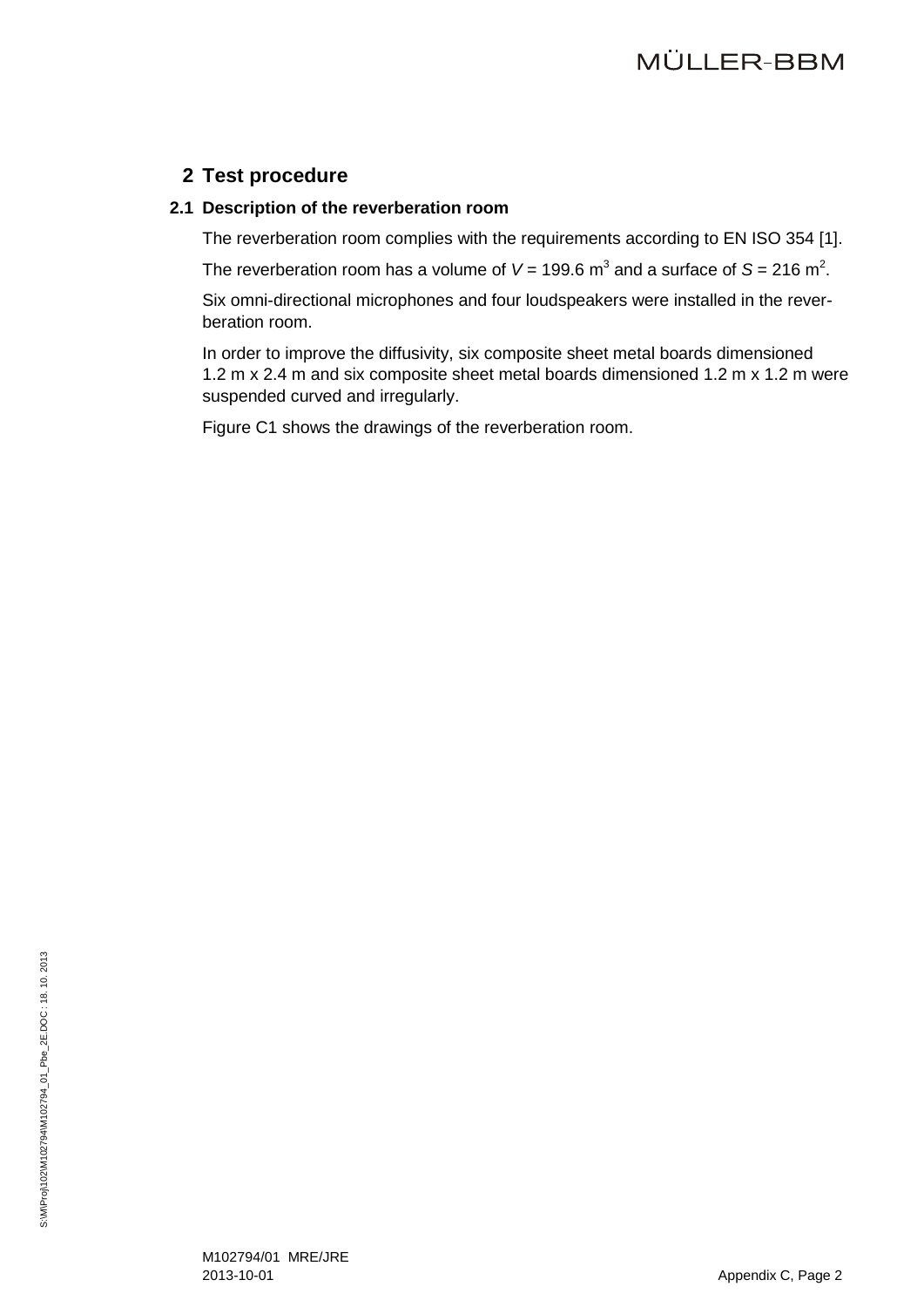## 2 Test procedure

### 2.1 Description of the reverberation room

The reverberation room complies with the requirements according to EN ISO 354 [1].

The reverberation room has a volume of $V$ = 199.6 $m^3$ and a surface of $S$ = 216 $m^2$.

Six omni-directional microphones and four loudspeakers were installed in the reverberation room.

In order to improve the diffusivity, six composite sheet metal boards dimensioned 1.2 m x 2.4 m and six composite sheet metal boards dimensioned 1.2 m x 1.2 m were suspended curved and irregularly.

Figure C1 shows the drawings of the reverberation room.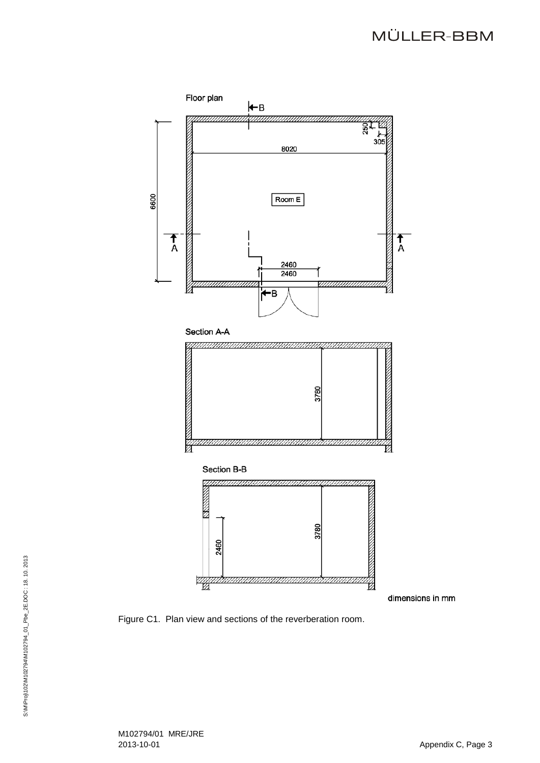Floor plan

Room E

8020

6600

250

305

2460

2460

Section A-A

3780

Section B-B

3780

2460

dimensions in mm

Figure C1. Plan view and sections of the reverberation room.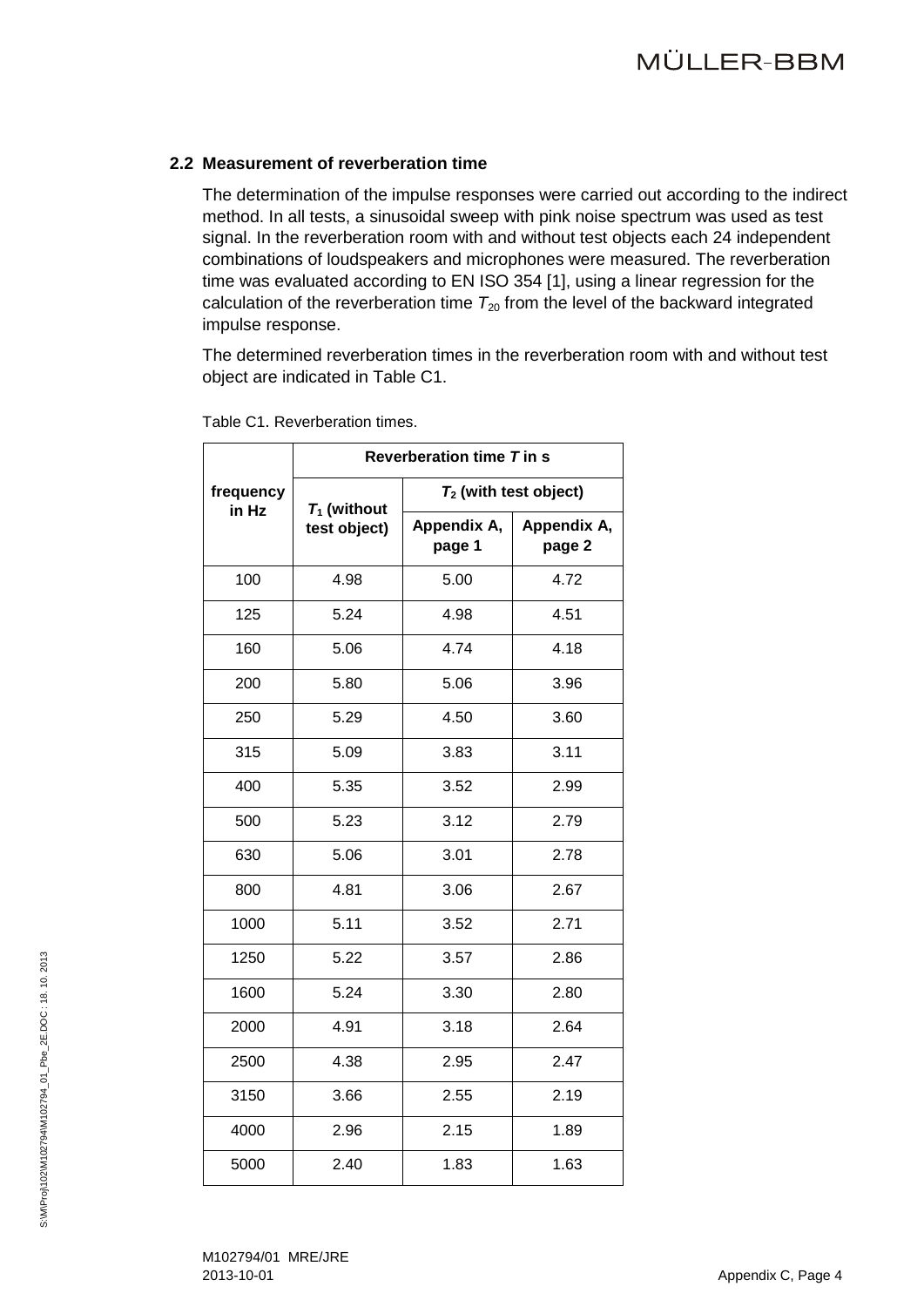### 2.2 Measurement of reverberation time

The determination of the impulse responses were carried out according to the indirect method. In all tests, a sinusoidal sweep with pink noise spectrum was used as test signal. In the reverberation room with and without test objects each 24 independent combinations of loudspeakers and microphones were measured. The reverberation time was evaluated according to EN ISO 354 [1], using a linear regression for the calculation of the reverberation time $T_{20}$ from the level of the backward integrated impulse response.

The determined reverberation times in the reverberation room with and without test object are indicated in Table C1.

Table C1. Reverberation times.

| frequency in Hz | **Reverberation time $T$ in s** | | |
|---|---|---|---|
| | **$T_1$ (without test object)** | **$T_2$ (with test object)** | |
| | | **Appendix A, page 1** | **Appendix A, page 2** |
| 100 | 4.98 | 5.00 | 4.72 |
| 125 | 5.24 | 4.98 | 4.51 |
| 160 | 5.06 | 4.74 | 4.18 |
| 200 | 5.80 | 5.06 | 3.96 |
| 250 | 5.29 | 4.50 | 3.60 |
| 315 | 5.09 | 3.83 | 3.11 |
| 400 | 5.35 | 3.52 | 2.99 |
| 500 | 5.23 | 3.12 | 2.79 |
| 630 | 5.06 | 3.01 | 2.78 |
| 800 | 4.81 | 3.06 | 2.67 |
| 1000 | 5.11 | 3.52 | 2.71 |
| 1250 | 5.22 | 3.57 | 2.86 |
| 1600 | 5.24 | 3.30 | 2.80 |
| 2000 | 4.91 | 3.18 | 2.64 |
| 2500 | 4.38 | 2.95 | 2.47 |
| 3150 | 3.66 | 2.55 | 2.19 |
| 4000 | 2.96 | 2.15 | 1.89 |
| 5000 | 2.40 | 1.83 | 1.63 |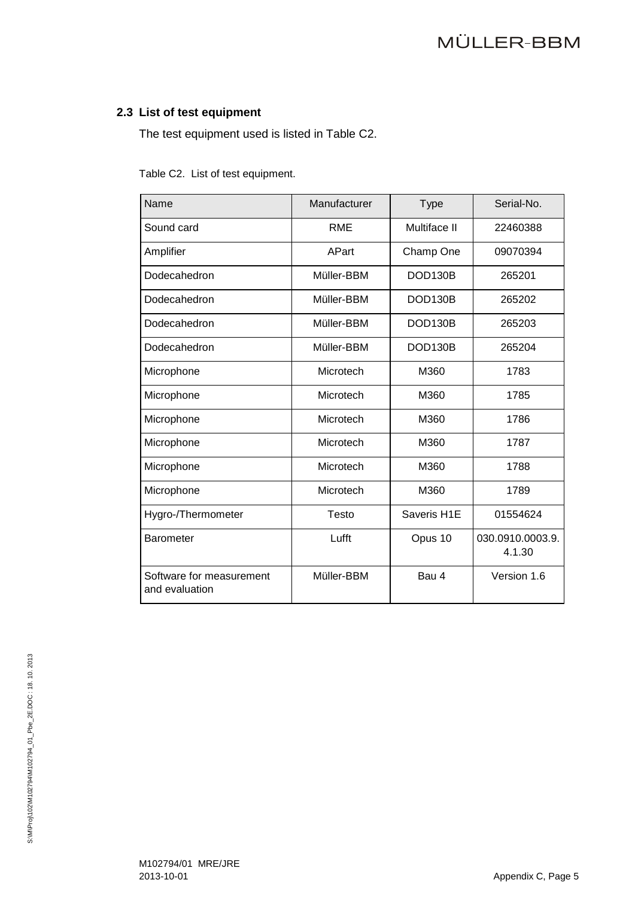### 2.3 List of test equipment

The test equipment used is listed in Table C2.

Table C2. List of test equipment.

| Name | Manufacturer | Type | Serial-No. |
|---|---|---|---|
| Sound card | RME | Multiface II | 22460388 |
| Amplifier | APart | Champ One | 09070394 |
| Dodecahedron | Müller-BBM | DOD130B | 265201 |
| Dodecahedron | Müller-BBM | DOD130B | 265202 |
| Dodecahedron | Müller-BBM | DOD130B | 265203 |
| Dodecahedron | Müller-BBM | DOD130B | 265204 |
| Microphone | Microtech | M360 | 1783 |
| Microphone | Microtech | M360 | 1785 |
| Microphone | Microtech | M360 | 1786 |
| Microphone | Microtech | M360 | 1787 |
| Microphone | Microtech | M360 | 1788 |
| Microphone | Microtech | M360 | 1789 |
| Hygro-/Thermometer | Testo | Saveris H1E | 01554624 |
| Barometer | Lufft | Opus 10 | 030.0910.0003.9.4.1.30 |
| Software for measurement and evaluation | Müller-BBM | Bau 4 | Version 1.6 |